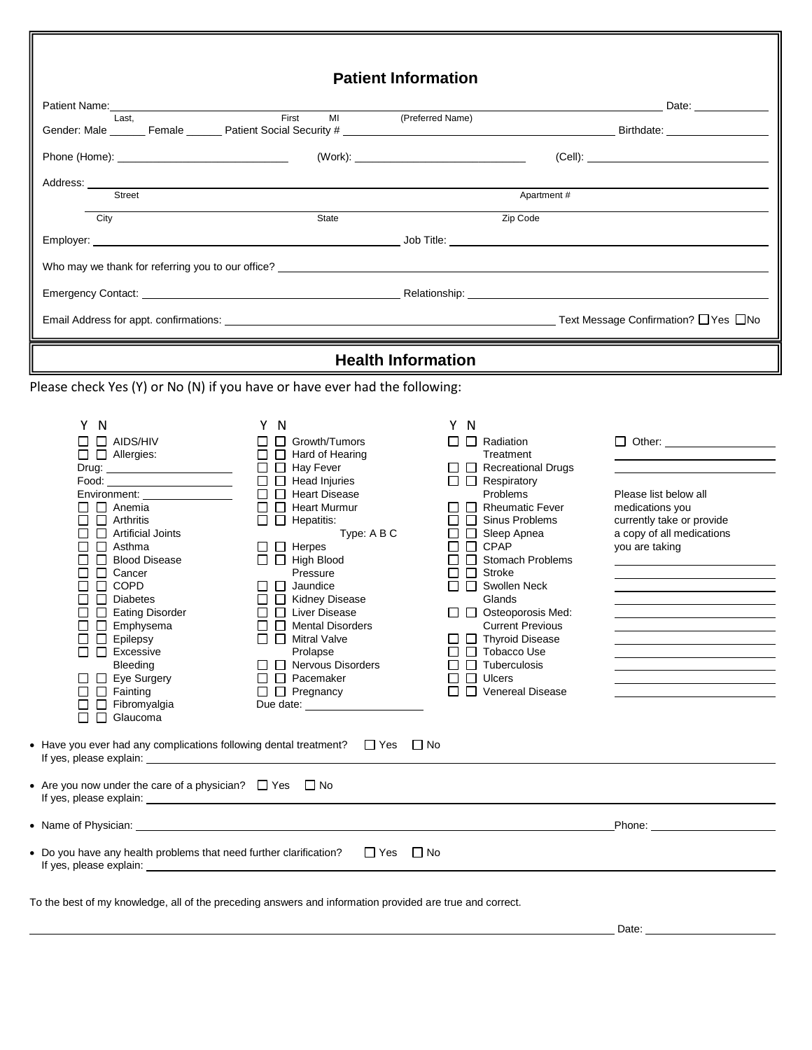## Patient Information

Patient Name: ______________________________________________ Date: ____________
Last, First MI (Preferred Name)

Gender: Male ______ Female ______ Patient Social Security # ______________________ Birthdate: ________________

Phone (Home): ______________________ (Work): ______________________ (Cell): ______________________

Address: ______________________________________________
Street Apartment #

______________________________________________
City State Zip Code

Employer: ______________________________ Job Title: ______________________________

Who may we thank for referring you to our office? ______________________________

Emergency Contact: ______________________________ Relationship: ______________________________

Email Address for appt. confirmations: ______________________________ Text Message Confirmation? ☐ Yes ☐ No

## Health Information

Please check Yes (Y) or No (N) if you have or have ever had the following:

| Y | N | Condition | Y | N | Condition | Y | N | Condition |
|---|---|---|---|---|---|---|---|---|
| ☐ | ☐ | AIDS/HIV | ☐ | ☐ | Growth/Tumors | ☐ | ☐ | Radiation Treatment |
| ☐ | ☐ | Allergies: Drug: ______ Food: ______ Environment: ______ | ☐ | ☐ | Hard of Hearing | ☐ | ☐ | Recreational Drugs |
| ☐ | ☐ | Anemia | ☐ | ☐ | Hay Fever | ☐ | ☐ | Respiratory Problems |
| ☐ | ☐ | Arthritis | ☐ | ☐ | Head Injuries | ☐ | ☐ | Rheumatic Fever |
| ☐ | ☐ | Artificial Joints | ☐ | ☐ | Heart Disease | ☐ | ☐ | Sinus Problems |
| ☐ | ☐ | Asthma | ☐ | ☐ | Heart Murmur | ☐ | ☐ | Sleep Apnea |
| ☐ | ☐ | Blood Disease | ☐ | ☐ | Hepatitis: Type: A B C | ☐ | ☐ | CPAP |
| ☐ | ☐ | Cancer | ☐ | ☐ | Herpes | ☐ | ☐ | Stomach Problems |
| ☐ | ☐ | COPD | ☐ | ☐ | High Blood Pressure | ☐ | ☐ | Stroke |
| ☐ | ☐ | Diabetes | ☐ | ☐ | Jaundice | ☐ | ☐ | Swollen Neck Glands |
| ☐ | ☐ | Eating Disorder | ☐ | ☐ | Kidney Disease | ☐ | ☐ | Osteoporosis Med: Current Previous |
| ☐ | ☐ | Emphysema | ☐ | ☐ | Liver Disease | ☐ | ☐ | Thyroid Disease |
| ☐ | ☐ | Epilepsy | ☐ | ☐ | Mental Disorders | ☐ | ☐ | Tobacco Use |
| ☐ | ☐ | Excessive Bleeding | ☐ | ☐ | Mitral Valve Prolapse | ☐ | ☐ | Tuberculosis |
| ☐ | ☐ | Eye Surgery | ☐ | ☐ | Nervous Disorders | ☐ | ☐ | Ulcers |
| ☐ | ☐ | Fainting | ☐ | ☐ | Pacemaker | ☐ | ☐ | Venereal Disease |
| ☐ | ☐ | Fibromyalgia | ☐ | ☐ | Pregnancy Due date: ______ | | | |
| ☐ | ☐ | Glaucoma | | | | | | |

☐ Other: ______________________

Please list below all medications you currently take or provide a copy of all medications you are taking

______________________
______________________
______________________
______________________
______________________
______________________
______________________
______________________
______________________
______________________

- Have you ever had any complications following dental treatment? ☐ Yes ☐ No
  If yes, please explain: ______________________________
- Are you now under the care of a physician? ☐ Yes ☐ No
  If yes, please explain: ______________________________
- Name of Physician: ______________________________ Phone: ______________
- Do you have any health problems that need further clarification? ☐ Yes ☐ No
  If yes, please explain: ______________________________

To the best of my knowledge, all of the preceding answers and information provided are true and correct.

______________________________________________ Date: ______________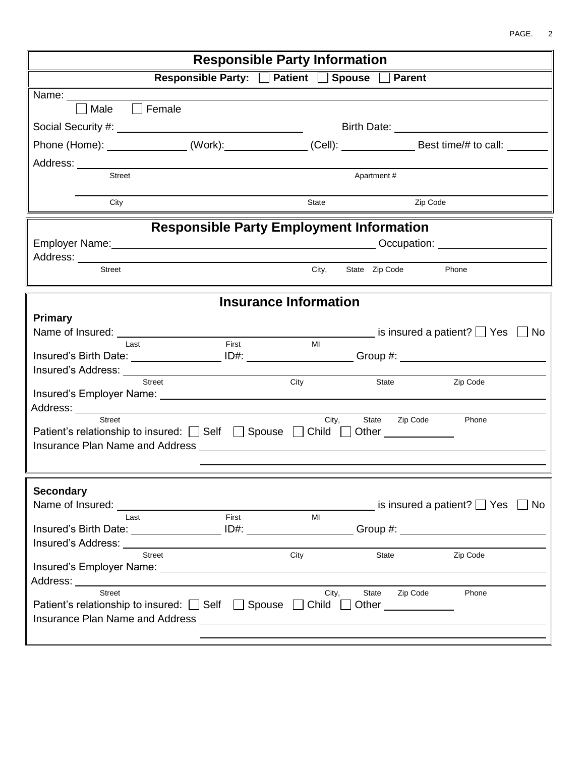## Responsible Party Information

**Responsible Party:** ☐ **Patient** ☐ **Spouse** ☐ **Parent**

Name: ____________________

☐ Male ☐ Female

Social Security #: ____________________ Birth Date: ____________________

Phone (Home): ____________ (Work): ____________ (Cell): ____________ Best time/# to call: ________

Address: ____________________

Street Apartment #

____________________

City State Zip Code

## Responsible Party Employment Information

Employer Name: ____________________ Occupation: ____________________

Address: ____________________

Street City, State Zip Code Phone

## Insurance Information

**Primary**

Name of Insured: ____________________ is insured a patient? ☐ Yes ☐ No

Last First MI

Insured's Birth Date: ____________ ID#: ____________ Group #: ____________

Insured's Address: ____________________

Street City State Zip Code

Insured's Employer Name: ____________________

Address: ____________________

Street City, State Zip Code Phone

Patient's relationship to insured: ☐ Self ☐ Spouse ☐ Child ☐ Other ____________

Insurance Plan Name and Address ____________________

____________________

**Secondary**

Name of Insured: ____________________ is insured a patient? ☐ Yes ☐ No

Last First MI

Insured's Birth Date: ____________ ID#: ____________ Group #: ____________

Insured's Address: ____________________

Street City State Zip Code

Insured's Employer Name: ____________________

Address: ____________________

Street City, State Zip Code Phone

Patient's relationship to insured: ☐ Self ☐ Spouse ☐ Child ☐ Other ____________

Insurance Plan Name and Address ____________________

____________________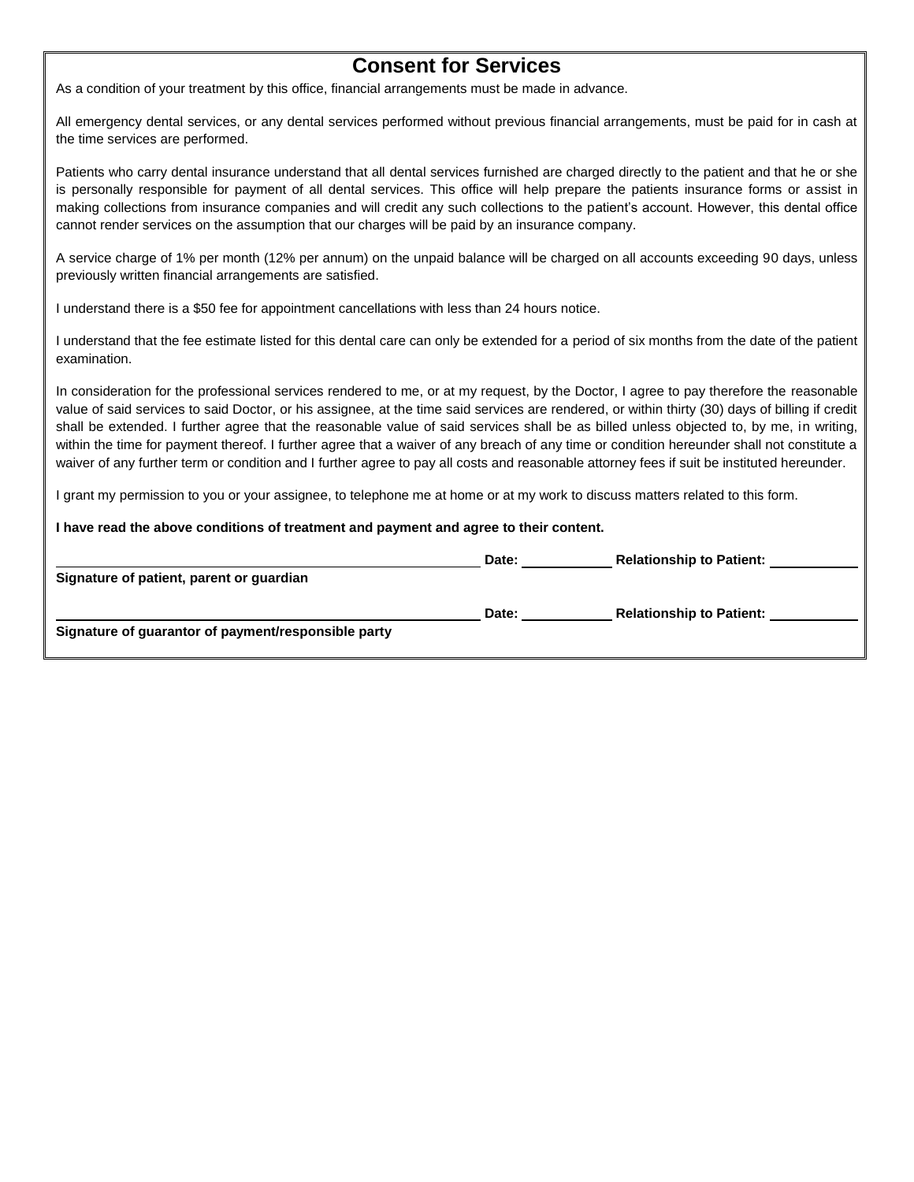# Consent for Services

As a condition of your treatment by this office, financial arrangements must be made in advance.

All emergency dental services, or any dental services performed without previous financial arrangements, must be paid for in cash at the time services are performed.

Patients who carry dental insurance understand that all dental services furnished are charged directly to the patient and that he or she is personally responsible for payment of all dental services. This office will help prepare the patients insurance forms or assist in making collections from insurance companies and will credit any such collections to the patient's account. However, this dental office cannot render services on the assumption that our charges will be paid by an insurance company.

A service charge of 1% per month (12% per annum) on the unpaid balance will be charged on all accounts exceeding 90 days, unless previously written financial arrangements are satisfied.

I understand there is a $50 fee for appointment cancellations with less than 24 hours notice.

I understand that the fee estimate listed for this dental care can only be extended for a period of six months from the date of the patient examination.

In consideration for the professional services rendered to me, or at my request, by the Doctor, I agree to pay therefore the reasonable value of said services to said Doctor, or his assignee, at the time said services are rendered, or within thirty (30) days of billing if credit shall be extended. I further agree that the reasonable value of said services shall be as billed unless objected to, by me, in writing, within the time for payment thereof. I further agree that a waiver of any breach of any time or condition hereunder shall not constitute a waiver of any further term or condition and I further agree to pay all costs and reasonable attorney fees if suit be instituted hereunder.

I grant my permission to you or your assignee, to telephone me at home or at my work to discuss matters related to this form.

**I have read the above conditions of treatment and payment and agree to their content.**

______________________________ **Date:** __________ **Relationship to Patient:** __________

**Signature of patient, parent or guardian**

______________________________ **Date:** __________ **Relationship to Patient:** __________

**Signature of guarantor of payment/responsible party**